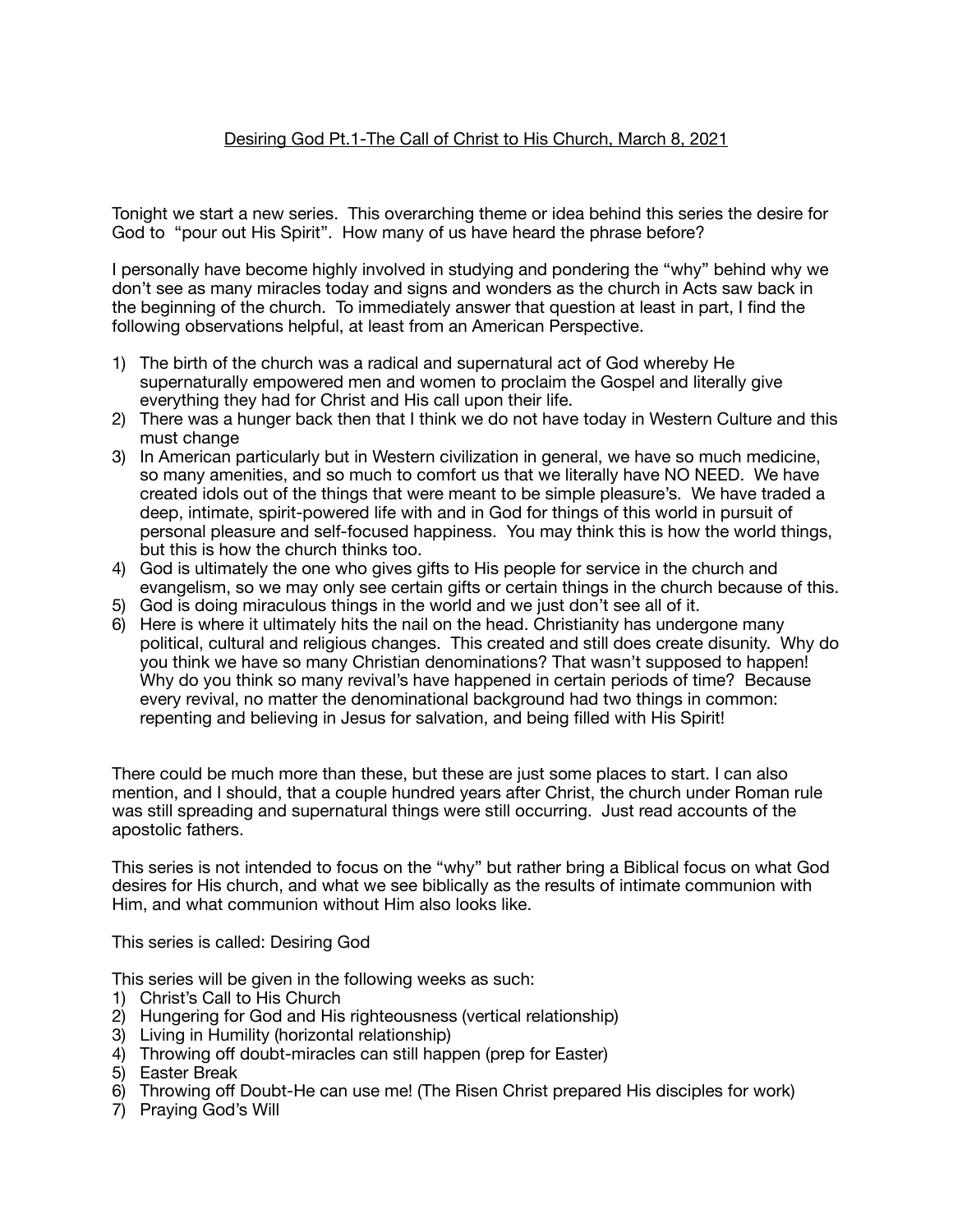# Desiring God Pt.1-The Call of Christ to His Church, March 8, 2021

Tonight we start a new series. This overarching theme or idea behind this series the desire for God to "pour out His Spirit". How many of us have heard the phrase before?

I personally have become highly involved in studying and pondering the "why" behind why we don't see as many miracles today and signs and wonders as the church in Acts saw back in the beginning of the church. To immediately answer that question at least in part, I find the following observations helpful, at least from an American Perspective.

1) The birth of the church was a radical and supernatural act of God whereby He supernaturally empowered men and women to proclaim the Gospel and literally give everything they had for Christ and His call upon their life.
2) There was a hunger back then that I think we do not have today in Western Culture and this must change
3) In American particularly but in Western civilization in general, we have so much medicine, so many amenities, and so much to comfort us that we literally have NO NEED. We have created idols out of the things that were meant to be simple pleasure's. We have traded a deep, intimate, spirit-powered life with and in God for things of this world in pursuit of personal pleasure and self-focused happiness. You may think this is how the world things, but this is how the church thinks too.
4) God is ultimately the one who gives gifts to His people for service in the church and evangelism, so we may only see certain gifts or certain things in the church because of this.
5) God is doing miraculous things in the world and we just don't see all of it.
6) Here is where it ultimately hits the nail on the head. Christianity has undergone many political, cultural and religious changes. This created and still does create disunity. Why do you think we have so many Christian denominations? That wasn't supposed to happen! Why do you think so many revival's have happened in certain periods of time? Because every revival, no matter the denominational background had two things in common: repenting and believing in Jesus for salvation, and being filled with His Spirit!

There could be much more than these, but these are just some places to start. I can also mention, and I should, that a couple hundred years after Christ, the church under Roman rule was still spreading and supernatural things were still occurring. Just read accounts of the apostolic fathers.

This series is not intended to focus on the "why" but rather bring a Biblical focus on what God desires for His church, and what we see biblically as the results of intimate communion with Him, and what communion without Him also looks like.

This series is called: Desiring God

This series will be given in the following weeks as such:

1) Christ's Call to His Church
2) Hungering for God and His righteousness (vertical relationship)
3) Living in Humility (horizontal relationship)
4) Throwing off doubt-miracles can still happen (prep for Easter)
5) Easter Break
6) Throwing off Doubt-He can use me! (The Risen Christ prepared His disciples for work)
7) Praying God's Will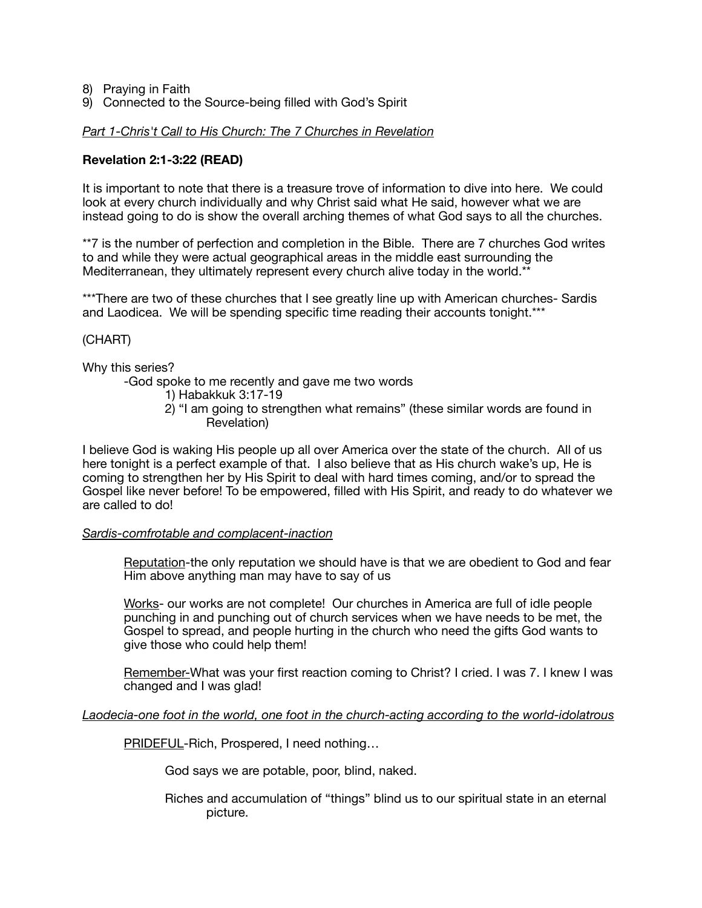8) Praying in Faith
9) Connected to the Source-being filled with God's Spirit

*Part 1-Chris't Call to His Church: The 7 Churches in Revelation*

**Revelation 2:1-3:22 (READ)**

It is important to note that there is a treasure trove of information to dive into here. We could look at every church individually and why Christ said what He said, however what we are instead going to do is show the overall arching themes of what God says to all the churches.

**7 is the number of perfection and completion in the Bible. There are 7 churches God writes to and while they were actual geographical areas in the middle east surrounding the Mediterranean, they ultimately represent every church alive today in the world.**

***There are two of these churches that I see greatly line up with American churches- Sardis and Laodicea. We will be spending specific time reading their accounts tonight.***

(CHART)

Why this series?

-God spoke to me recently and gave me two words

1) Habakkuk 3:17-19
2) "I am going to strengthen what remains" (these similar words are found in Revelation)

I believe God is waking His people up all over America over the state of the church. All of us here tonight is a perfect example of that. I also believe that as His church wake's up, He is coming to strengthen her by His Spirit to deal with hard times coming, and/or to spread the Gospel like never before! To be empowered, filled with His Spirit, and ready to do whatever we are called to do!

*Sardis-comfrotable and complacent-inaction*

<u>Reputation</u>-the only reputation we should have is that we are obedient to God and fear Him above anything man may have to say of us

<u>Works</u>- our works are not complete! Our churches in America are full of idle people punching in and punching out of church services when we have needs to be met, the Gospel to spread, and people hurting in the church who need the gifts God wants to give those who could help them!

<u>Remember</u>-What was your first reaction coming to Christ? I cried. I was 7. I knew I was changed and I was glad!

*Laodecia-one foot in the world, one foot in the church-acting according to the world-idolatrous*

<u>PRIDEFUL</u>-Rich, Prospered, I need nothing…

God says we are potable, poor, blind, naked.

Riches and accumulation of "things" blind us to our spiritual state in an eternal picture.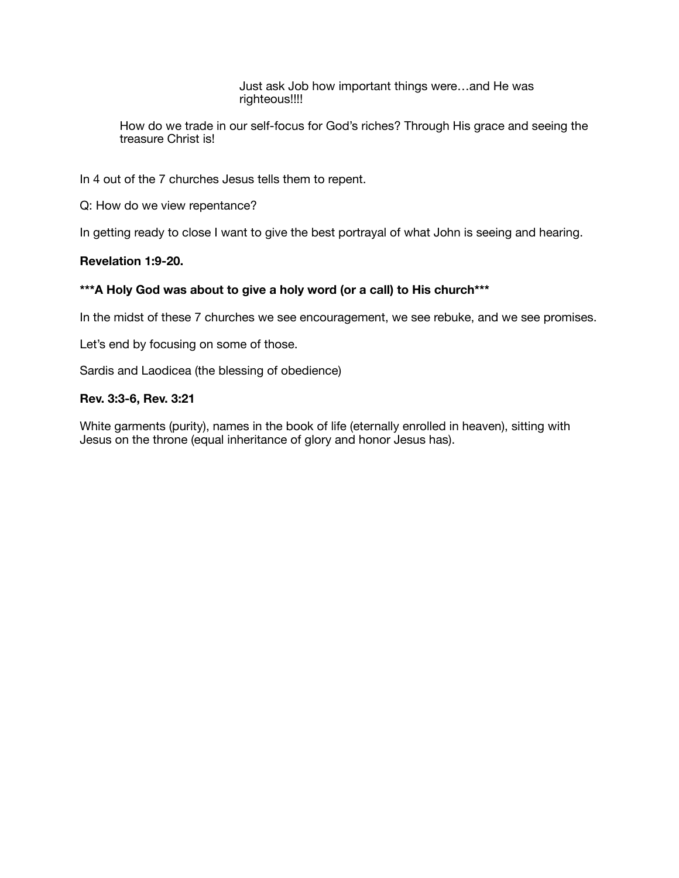Just ask Job how important things were…and He was righteous!!!!

How do we trade in our self-focus for God's riches? Through His grace and seeing the treasure Christ is!

In 4 out of the 7 churches Jesus tells them to repent.

Q: How do we view repentance?

In getting ready to close I want to give the best portrayal of what John is seeing and hearing.

**Revelation 1:9-20.**

**\*\*\*A Holy God was about to give a holy word (or a call) to His church\*\*\***

In the midst of these 7 churches we see encouragement, we see rebuke, and we see promises.

Let's end by focusing on some of those.

Sardis and Laodicea (the blessing of obedience)

**Rev. 3:3-6, Rev. 3:21**

White garments (purity), names in the book of life (eternally enrolled in heaven), sitting with Jesus on the throne (equal inheritance of glory and honor Jesus has).